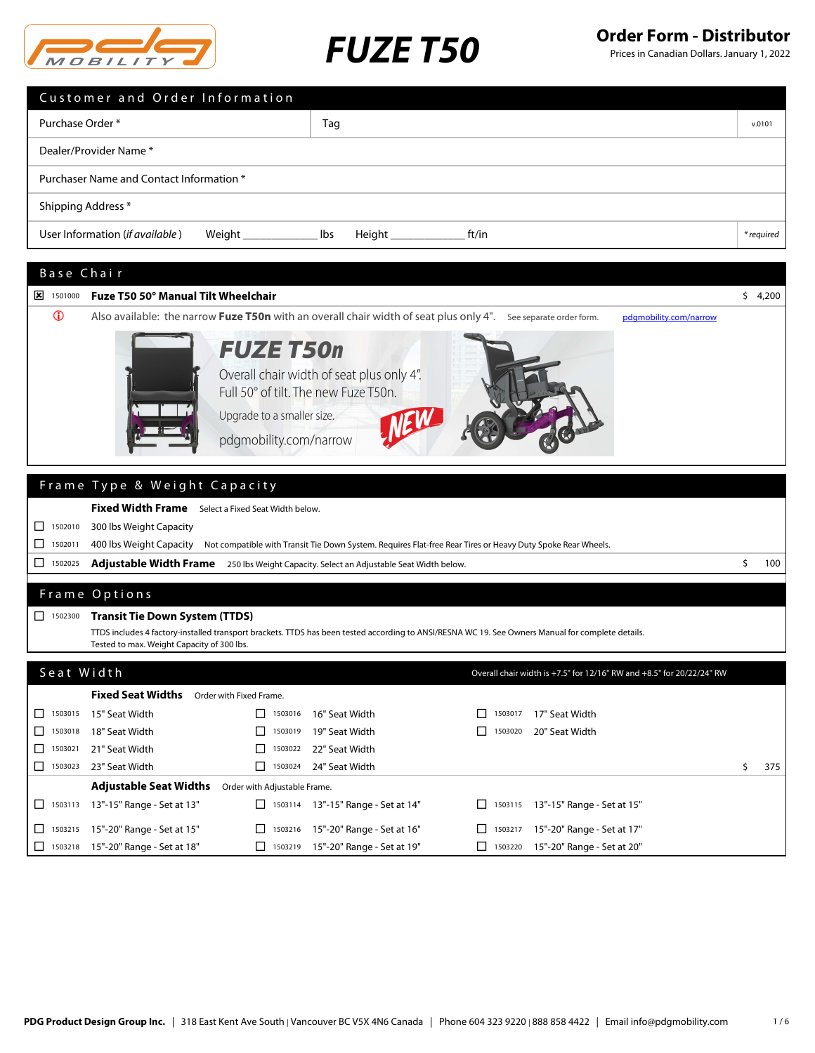# FUZE T50

**Order Form - Distributor**
Prices in Canadian Dollars. January 1, 2022

## Customer and Order Information

| | | |
|---|---|---|
| Purchase Order * | Tag | v.0101 |
| Dealer/Provider Name * | | |
| Purchaser Name and Contact Information * | | |
| Shipping Address * | | |
| User Information (*if available*) Weight ____________ lbs Height ____________ ft/in | | * *required* |

## Base Chair

| | Code | Item | Price |
|---|---|---|---|
| ☒ | 1501000 | **Fuze T50 50° Manual Tilt Wheelchair** | $ 4,200 |
| ⓘ | | Also available: the narrow **Fuze T50n** with an overall chair width of seat plus only 4". See separate order form. pdgmobility.com/narrow | |

**FUZE T50n**
Overall chair width of seat plus only 4". Full 50° of tilt. The new Fuze T50n.
Upgrade to a smaller size.
NEW
pdgmobility.com/narrow

## Frame Type & Weight Capacity

| | Code | Item | Price |
|---|---|---|---|
| | | **Fixed Width Frame** Select a Fixed Seat Width below. | |
| ☐ | 1502010 | 300 lbs Weight Capacity | |
| ☐ | 1502011 | 400 lbs Weight Capacity Not compatible with Transit Tie Down System. Requires Flat-free Rear Tires or Heavy Duty Spoke Rear Wheels. | |
| ☐ | 1502025 | **Adjustable Width Frame** 250 lbs Weight Capacity. Select an Adjustable Seat Width below. | $ 100 |

## Frame Options

| | Code | Item | Price |
|---|---|---|---|
| ☐ | 1502300 | **Transit Tie Down System (TTDS)** TTDS includes 4 factory-installed transport brackets. TTDS has been tested according to ANSI/RESNA WC 19. See Owners Manual for complete details. Tested to max. Weight Capacity of 300 lbs. | |

## Seat Width

Overall chair width is +7.5" for 12/16" RW and +8.5" for 20/22/24" RW

**Fixed Seat Widths** Order with Fixed Frame.

| | Code | Item | | Code | Item | | Code | Item | Price |
|---|---|---|---|---|---|---|---|---|---|
| ☐ | 1503015 | 15" Seat Width | ☐ | 1503016 | 16" Seat Width | ☐ | 1503017 | 17" Seat Width | |
| ☐ | 1503018 | 18" Seat Width | ☐ | 1503019 | 19" Seat Width | ☐ | 1503020 | 20" Seat Width | |
| ☐ | 1503021 | 21" Seat Width | ☐ | 1503022 | 22" Seat Width | | | | |
| ☐ | 1503023 | 23" Seat Width | ☐ | 1503024 | 24" Seat Width | | | | $ 375 |

**Adjustable Seat Widths** Order with Adjustable Frame.

| | Code | Item | | Code | Item | | Code | Item |
|---|---|---|---|---|---|---|---|---|
| ☐ | 1503113 | 13"-15" Range - Set at 13" | ☐ | 1503114 | 13"-15" Range - Set at 14" | ☐ | 1503115 | 13"-15" Range - Set at 15" |
| ☐ | 1503215 | 15"-20" Range - Set at 15" | ☐ | 1503216 | 15"-20" Range - Set at 16" | ☐ | 1503217 | 15"-20" Range - Set at 17" |
| ☐ | 1503218 | 15"-20" Range - Set at 18" | ☐ | 1503219 | 15"-20" Range - Set at 19" | ☐ | 1503220 | 15"-20" Range - Set at 20" |

**PDG Product Design Group Inc.** | 318 East Kent Ave South | Vancouver BC V5X 4N6 Canada | Phone 604 323 9220 | 888 858 4422 | Email info@pdgmobility.com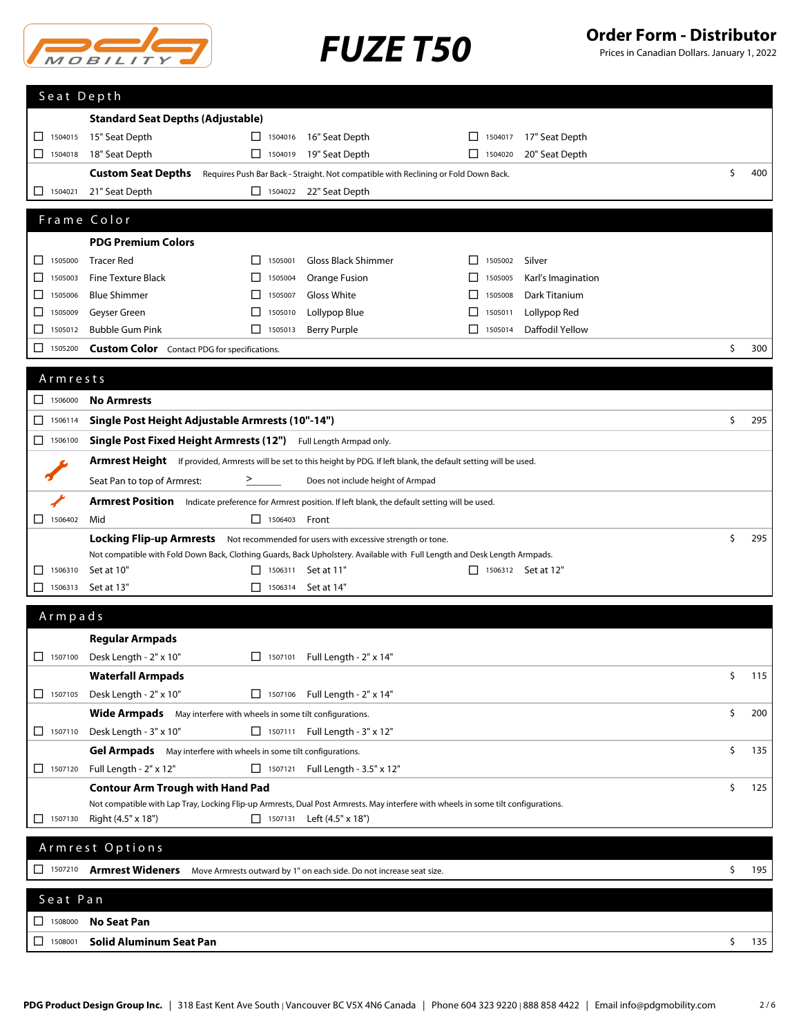# FUZE T50

**Order Form - Distributor**
Prices in Canadian Dollars. January 1, 2022

## Seat Depth

**Standard Seat Depths (Adjustable)**

| | | | | | | |
|---|---|---|---|---|---|---|
| ☐ 1504015 | 15" Seat Depth | ☐ 1504016 | 16" Seat Depth | ☐ 1504017 | 17" Seat Depth | |
| ☐ 1504018 | 18" Seat Depth | ☐ 1504019 | 19" Seat Depth | ☐ 1504020 | 20" Seat Depth | |

**Custom Seat Depths** Requires Push Bar Back - Straight. Not compatible with Reclining or Fold Down Back. — $ 400

| | | | | |
|---|---|---|---|---|
| ☐ 1504021 | 21" Seat Depth | ☐ 1504022 | 22" Seat Depth | |

## Frame Color

**PDG Premium Colors**

| | | | | | |
|---|---|---|---|---|---|
| ☐ 1505000 | Tracer Red | ☐ 1505001 | Gloss Black Shimmer | ☐ 1505002 | Silver |
| ☐ 1505003 | Fine Texture Black | ☐ 1505004 | Orange Fusion | ☐ 1505005 | Karl's Imagination |
| ☐ 1505006 | Blue Shimmer | ☐ 1505007 | Gloss White | ☐ 1505008 | Dark Titanium |
| ☐ 1505009 | Geyser Green | ☐ 1505010 | Lollypop Blue | ☐ 1505011 | Lollypop Red |
| ☐ 1505012 | Bubble Gum Pink | ☐ 1505013 | Berry Purple | ☐ 1505014 | Daffodil Yellow |

☐ 1505200 **Custom Color** Contact PDG for specifications. — $ 300

## Armrests

☐ 1506000 **No Armrests**

☐ 1506114 **Single Post Height Adjustable Armrests (10"-14")** — $ 295

☐ 1506100 **Single Post Fixed Height Armrests (12")** Full Length Armpad only.

**Armrest Height** If provided, Armrests will be set to this height by PDG. If left blank, the default setting will be used.

Seat Pan to top of Armrest: > ______ Does not include height of Armpad

**Armrest Position** Indicate preference for Armrest position. If left blank, the default setting will be used.

☐ 1506402 Mid ☐ 1506403 Front

**Locking Flip-up Armrests** Not recommended for users with excessive strength or tone. — $ 295

Not compatible with Fold Down Back, Clothing Guards, Back Upholstery. Available with Full Length and Desk Length Armpads.

| | | | | | |
|---|---|---|---|---|---|
| ☐ 1506310 | Set at 10" | ☐ 1506311 | Set at 11" | ☐ 1506312 | Set at 12" |
| ☐ 1506313 | Set at 13" | ☐ 1506314 | Set at 14" | | |

## Armpads

**Regular Armpads**

☐ 1507100 Desk Length - 2" x 10" ☐ 1507101 Full Length - 2" x 14"

**Waterfall Armpads** — $ 115

☐ 1507105 Desk Length - 2" x 10" ☐ 1507106 Full Length - 2" x 14"

**Wide Armpads** May interfere with wheels in some tilt configurations. — $ 200

☐ 1507110 Desk Length - 3" x 10" ☐ 1507111 Full Length - 3" x 12"

**Gel Armpads** May interfere with wheels in some tilt configurations. — $ 135

☐ 1507120 Full Length - 2" x 12" ☐ 1507121 Full Length - 3.5" x 12"

**Contour Arm Trough with Hand Pad** — $ 125

Not compatible with Lap Tray, Locking Flip-up Armrests, Dual Post Armrests. May interfere with wheels in some tilt configurations.

☐ 1507130 Right (4.5" x 18") ☐ 1507131 Left (4.5" x 18")

## Armrest Options

☐ 1507210 **Armrest Wideners** Move Armrests outward by 1" on each side. Do not increase seat size. — $ 195

## Seat Pan

☐ 1508000 **No Seat Pan**

☐ 1508001 **Solid Aluminum Seat Pan** — $ 135

PDG Product Design Group Inc. | 318 East Kent Ave South | Vancouver BC V5X 4N6 Canada | Phone 604 323 9220 | 888 858 4422 | Email info@pdgmobility.com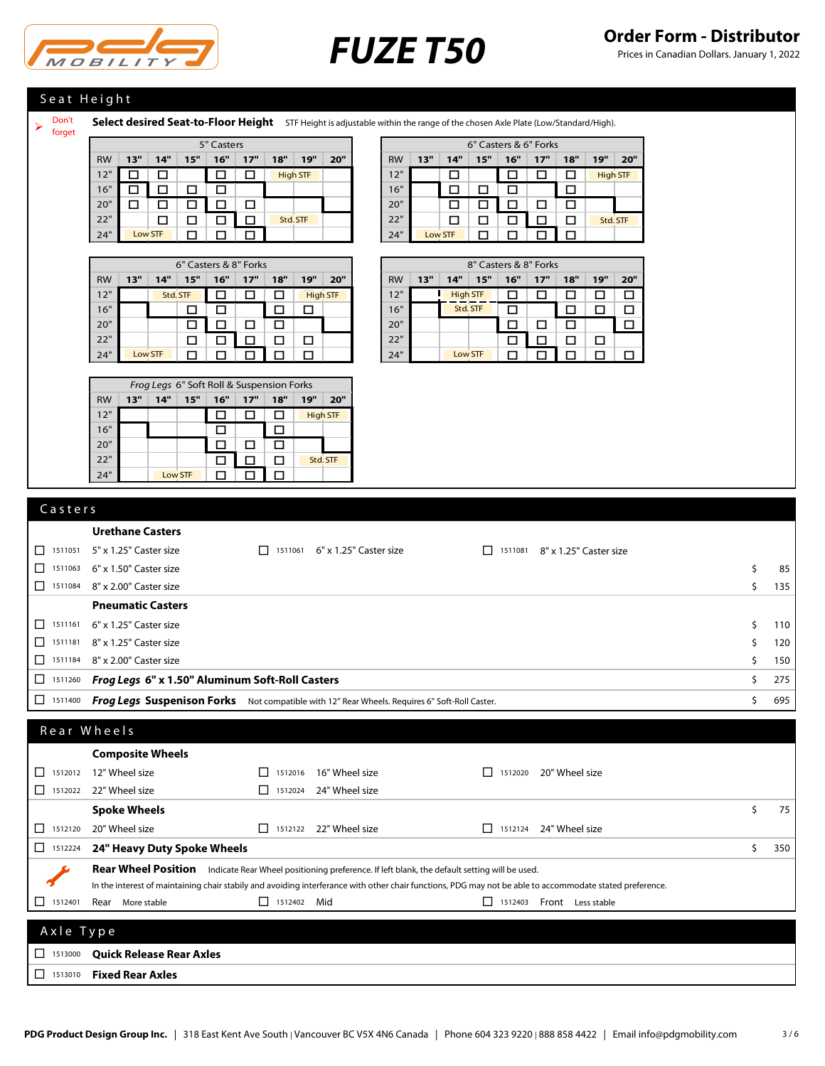# FUZE T50

## Order Form - Distributor

Prices in Canadian Dollars. January 1, 2022

## Seat Height

➤ Don't forget

**Select desired Seat-to-Floor Height** STF Height is adjustable within the range of the chosen Axle Plate (Low/Standard/High).

| 5" Casters | | | | | | | | |
|---|---|---|---|---|---|---|---|---|
| RW | 13" | 14" | 15" | 16" | 17" | 18" | 19" | 20" |
| 12" | ☐ | ☐ | | ☐ | ☐ | High STF | | |
| 16" | ☐ | ☐ | ☐ | ☐ | | | | |
| 20" | ☐ | ☐ | ☐ | ☐ | ☐ | | | |
| 22" | | ☐ | ☐ | ☐ | ☐ | Std. STF | | |
| 24" | Low STF | | ☐ | ☐ | ☐ | | | |

| 6" Casters & 6" Forks | | | | | | | | |
|---|---|---|---|---|---|---|---|---|
| RW | 13" | 14" | 15" | 16" | 17" | 18" | 19" | 20" |
| 12" | | ☐ | | ☐ | ☐ | ☐ | High STF | |
| 16" | | ☐ | ☐ | ☐ | | ☐ | | |
| 20" | | ☐ | ☐ | ☐ | ☐ | ☐ | | |
| 22" | | ☐ | ☐ | ☐ | ☐ | ☐ | Std. STF | |
| 24" | Low STF | | ☐ | ☐ | ☐ | ☐ | | |

| 6" Casters & 8" Forks | | | | | | | | |
|---|---|---|---|---|---|---|---|---|
| RW | 13" | 14" | 15" | 16" | 17" | 18" | 19" | 20" |
| 12" | | Std. STF | | ☐ | ☐ | ☐ | High STF | |
| 16" | | | ☐ | ☐ | | ☐ | ☐ | |
| 20" | | | ☐ | ☐ | ☐ | ☐ | | |
| 22" | | | ☐ | ☐ | ☐ | ☐ | ☐ | |
| 24" | Low STF | | ☐ | ☐ | ☐ | ☐ | ☐ | |

| 8" Casters & 8" Forks | | | | | | | | |
|---|---|---|---|---|---|---|---|---|
| RW | 13" | 14" | 15" | 16" | 17" | 18" | 19" | 20" |
| 12" | | High STF | | ☐ | ☐ | ☐ | ☐ | ☐ |
| 16" | | Std. STF | | ☐ | | ☐ | ☐ | ☐ |
| 20" | | | | ☐ | ☐ | ☐ | | ☐ |
| 22" | | | | ☐ | ☐ | ☐ | ☐ | |
| 24" | | Low STF | | ☐ | ☐ | ☐ | ☐ | ☐ |

| *Frog Legs* 6" Soft Roll & Suspension Forks | | | | | | | | |
|---|---|---|---|---|---|---|---|---|
| RW | 13" | 14" | 15" | 16" | 17" | 18" | 19" | 20" |
| 12" | | | | ☐ | ☐ | ☐ | High STF | |
| 16" | | | | ☐ | | ☐ | | |
| 20" | | | | ☐ | ☐ | ☐ | | |
| 22" | | | | ☐ | ☐ | ☐ | Std. STF | |
| 24" | | Low STF | | ☐ | ☐ | ☐ | | |

## Casters

**Urethane Casters**

- ☐ 1511051 5" x 1.25" Caster size ☐ 1511061 6" x 1.25" Caster size ☐ 1511081 8" x 1.25" Caster size
- ☐ 1511063 6" x 1.50" Caster size — $ 85
- ☐ 1511084 8" x 2.00" Caster size — $ 135

**Pneumatic Casters**

- ☐ 1511161 6" x 1.25" Caster size — $ 110
- ☐ 1511181 8" x 1.25" Caster size — $ 120
- ☐ 1511184 8" x 2.00" Caster size — $ 150
- ☐ 1511260 ***Frog Legs* 6" x 1.50" Aluminum Soft-Roll Casters** — $ 275
- ☐ 1511400 ***Frog Legs* Suspenion Forks** Not compatible with 12" Rear Wheels. Requires 6" Soft-Roll Caster. — $ 695

## Rear Wheels

**Composite Wheels**

- ☐ 1512012 12" Wheel size ☐ 1512016 16" Wheel size ☐ 1512020 20" Wheel size
- ☐ 1512022 22" Wheel size ☐ 1512024 24" Wheel size

**Spoke Wheels** — $ 75

- ☐ 1512120 20" Wheel size ☐ 1512122 22" Wheel size ☐ 1512124 24" Wheel size
- ☐ 1512224 **24" Heavy Duty Spoke Wheels** — $ 350

**Rear Wheel Position** Indicate Rear Wheel positioning preference. If left blank, the default setting will be used.

In the interest of maintaining chair stabily and avoiding interferance with other chair functions, PDG may not be able to accommodate stated preference.

- ☐ 1512401 Rear More stable ☐ 1512402 Mid ☐ 1512403 Front Less stable

## Axle Type

- ☐ 1513000 **Quick Release Rear Axles**
- ☐ 1513010 **Fixed Rear Axles**

PDG Product Design Group Inc. | 318 East Kent Ave South | Vancouver BC V5X 4N6 Canada | Phone 604 323 9220 | 888 858 4422 | Email info@pdgmobility.com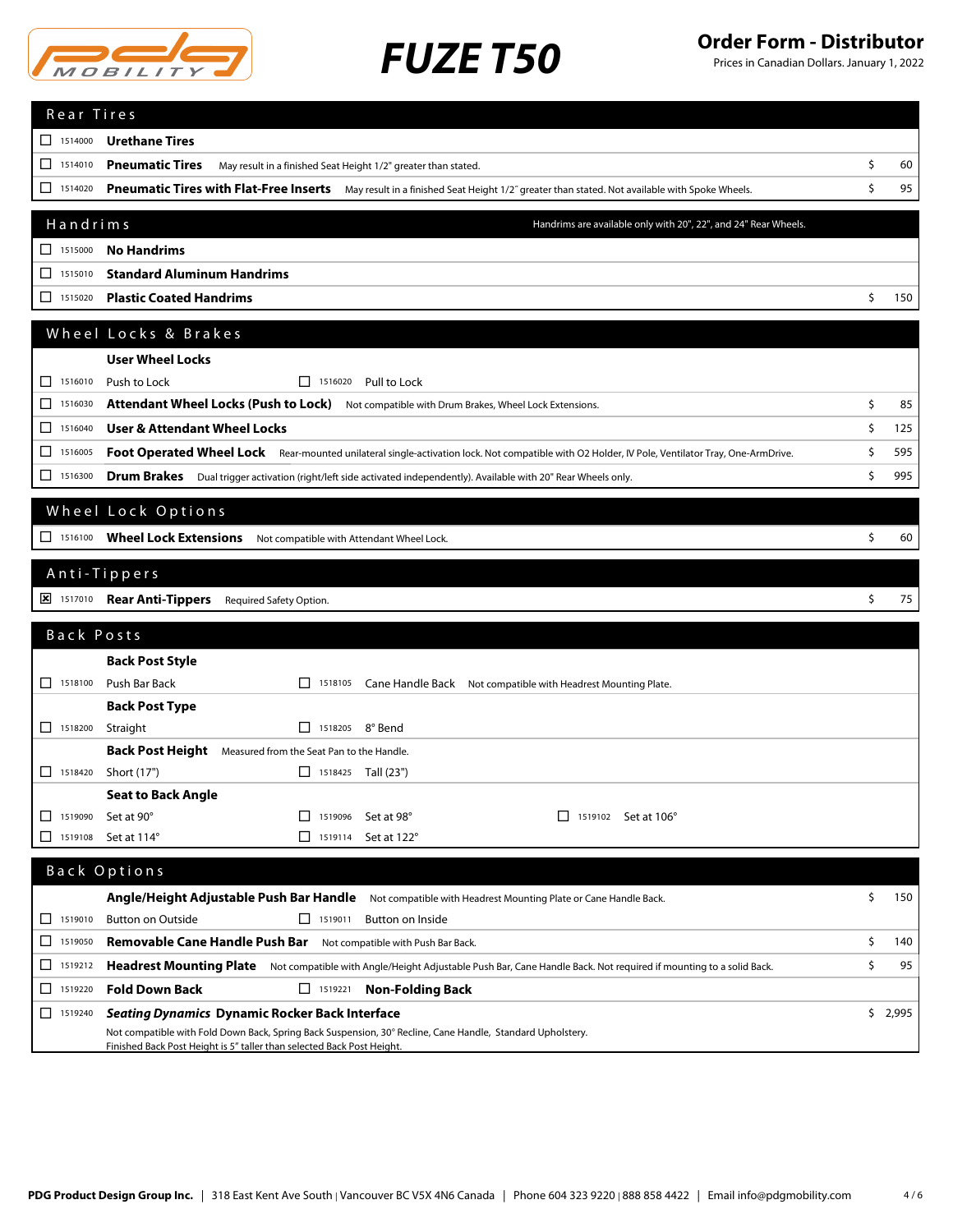# FUZE T50

**Order Form - Distributor**
Prices in Canadian Dollars. January 1, 2022

## Rear Tires

| | Code | Option | Notes | Price |
|---|---|---|---|---|
| ☐ | 1514000 | **Urethane Tires** | | |
| ☐ | 1514010 | **Pneumatic Tires** | May result in a finished Seat Height 1/2" greater than stated. | $ 60 |
| ☐ | 1514020 | **Pneumatic Tires with Flat-Free Inserts** | May result in a finished Seat Height 1/2˝ greater than stated. Not available with Spoke Wheels. | $ 95 |

## Handrims

Handrims are available only with 20", 22", and 24" Rear Wheels.

| | Code | Option | Price |
|---|---|---|---|
| ☐ | 1515000 | **No Handrims** | |
| ☐ | 1515010 | **Standard Aluminum Handrims** | |
| ☐ | 1515020 | **Plastic Coated Handrims** | $ 150 |

## Wheel Locks & Brakes

**User Wheel Locks**

| | Code | Option | Notes | Price |
|---|---|---|---|---|
| ☐ | 1516010 | Push to Lock | | |
| ☐ | 1516020 | Pull to Lock | | |
| ☐ | 1516030 | **Attendant Wheel Locks (Push to Lock)** | Not compatible with Drum Brakes, Wheel Lock Extensions. | $ 85 |
| ☐ | 1516040 | **User & Attendant Wheel Locks** | | $ 125 |
| ☐ | 1516005 | **Foot Operated Wheel Lock** | Rear-mounted unilateral single-activation lock. Not compatible with O2 Holder, IV Pole, Ventilator Tray, One-ArmDrive. | $ 595 |
| ☐ | 1516300 | **Drum Brakes** | Dual trigger activation (right/left side activated independently). Available with 20" Rear Wheels only. | $ 995 |

## Wheel Lock Options

| | Code | Option | Notes | Price |
|---|---|---|---|---|
| ☐ | 1516100 | **Wheel Lock Extensions** | Not compatible with Attendant Wheel Lock. | $ 60 |

## Anti-Tippers

| | Code | Option | Notes | Price |
|---|---|---|---|---|
| ☒ | 1517010 | **Rear Anti-Tippers** | Required Safety Option. | $ 75 |

## Back Posts

**Back Post Style**

- ☐ 1518100 Push Bar Back
- ☐ 1518105 Cane Handle Back — Not compatible with Headrest Mounting Plate.

**Back Post Type**

- ☐ 1518200 Straight
- ☐ 1518205 8° Bend

**Back Post Height** — Measured from the Seat Pan to the Handle.

- ☐ 1518420 Short (17")
- ☐ 1518425 Tall (23")

**Seat to Back Angle**

- ☐ 1519090 Set at 90°
- ☐ 1519096 Set at 98°
- ☐ 1519102 Set at 106°
- ☐ 1519108 Set at 114°
- ☐ 1519114 Set at 122°

## Back Options

**Angle/Height Adjustable Push Bar Handle** — Not compatible with Headrest Mounting Plate or Cane Handle Back. — $ 150

- ☐ 1519010 Button on Outside
- ☐ 1519011 Button on Inside

| | Code | Option | Notes | Price |
|---|---|---|---|---|
| ☐ | 1519050 | **Removable Cane Handle Push Bar** | Not compatible with Push Bar Back. | $ 140 |
| ☐ | 1519212 | **Headrest Mounting Plate** | Not compatible with Angle/Height Adjustable Push Bar, Cane Handle Back. Not required if mounting to a solid Back. | $ 95 |
| ☐ | 1519220 | **Fold Down Back** | | |
| ☐ | 1519221 | **Non-Folding Back** | | |
| ☐ | 1519240 | ***Seating Dynamics* Dynamic Rocker Back Interface** | Not compatible with Fold Down Back, Spring Back Suspension, 30° Recline, Cane Handle, Standard Upholstery. Finished Back Post Height is 5" taller than selected Back Post Height. | $ 2,995 |

**PDG Product Design Group Inc.** | 318 East Kent Ave South | Vancouver BC V5X 4N6 Canada | Phone 604 323 9220 | 888 858 4422 | Email info@pdgmobility.com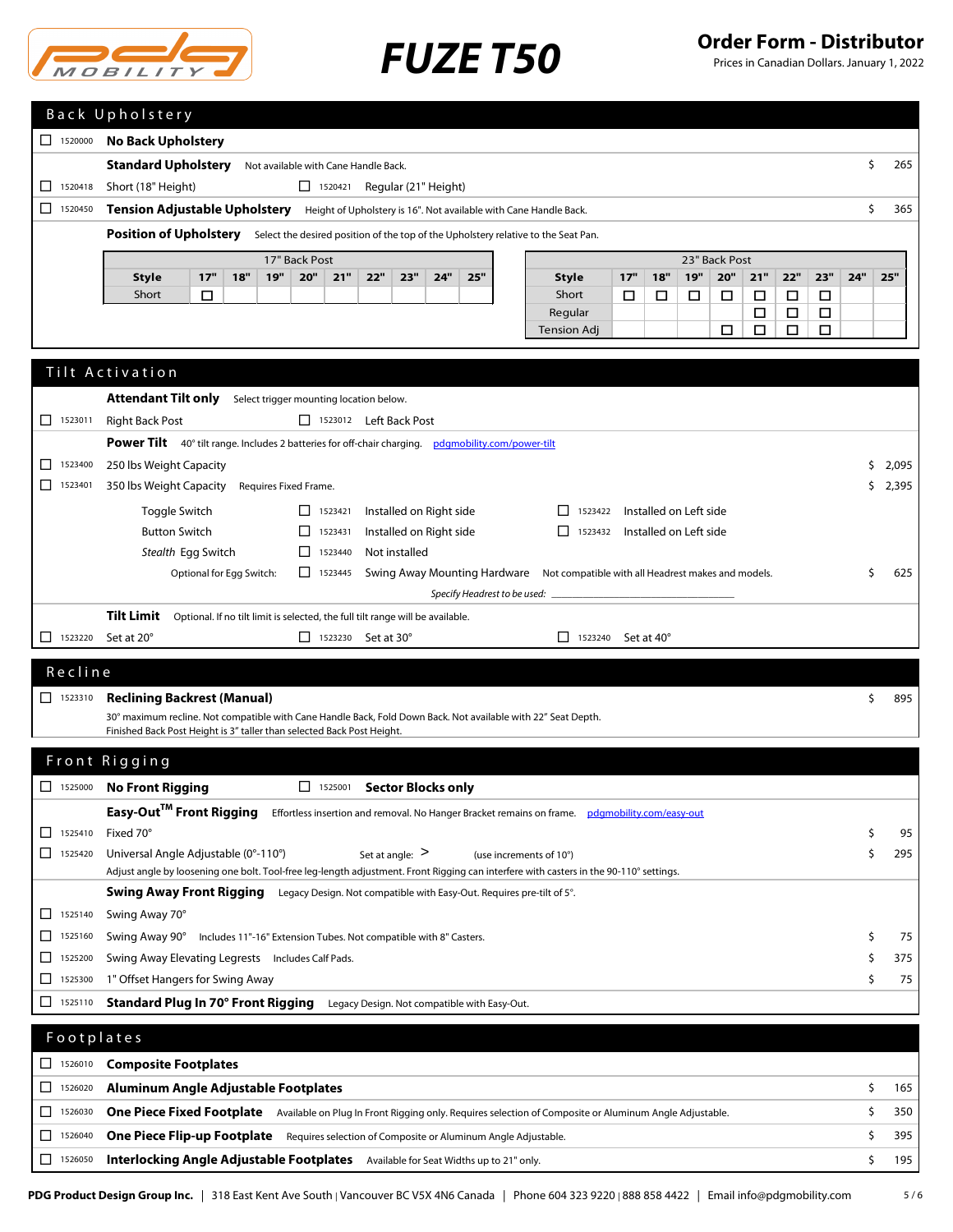# FUZE T50

**Order Form - Distributor**
Prices in Canadian Dollars. January 1, 2022

## Back Upholstery

☐ 1520000 **No Back Upholstery**

**Standard Upholstery** Not available with Cane Handle Back. — $ 265

☐ 1520418 Short (18" Height) ☐ 1520421 Regular (21" Height)

☐ 1520450 **Tension Adjustable Upholstery** Height of Upholstery is 16". Not available with Cane Handle Back. — $ 365

**Position of Upholstery** Select the desired position of the top of the Upholstery relative to the Seat Pan.

| 17" Back Post | | | | | | | | | |
|---|---|---|---|---|---|---|---|---|---|
| **Style** | **17"** | **18"** | **19"** | **20"** | **21"** | **22"** | **23"** | **24"** | **25"** |
| Short | ☐ | | | | | | | | |

| 23" Back Post | | | | | | | | | |
|---|---|---|---|---|---|---|---|---|---|
| **Style** | **17"** | **18"** | **19"** | **20"** | **21"** | **22"** | **23"** | **24"** | **25"** |
| Short | ☐ | ☐ | ☐ | ☐ | ☐ | ☐ | ☐ | | |
| Regular | | | | | ☐ | ☐ | ☐ | | |
| Tension Adj | | | | ☐ | ☐ | ☐ | ☐ | | |

## Tilt Activation

**Attendant Tilt only** Select trigger mounting location below.

☐ 1523011 Right Back Post ☐ 1523012 Left Back Post

**Power Tilt** 40° tilt range. Includes 2 batteries for off-chair charging. pdgmobility.com/power-tilt

☐ 1523400 250 lbs Weight Capacity — $ 2,095

☐ 1523401 350 lbs Weight Capacity Requires Fixed Frame. — $ 2,395

Toggle Switch ☐ 1523421 Installed on Right side ☐ 1523422 Installed on Left side

Button Switch ☐ 1523431 Installed on Right side ☐ 1523432 Installed on Left side

*Stealth* Egg Switch ☐ 1523440 Not installed

Optional for Egg Switch: ☐ 1523445 Swing Away Mounting Hardware Not compatible with all Headrest makes and models. — $ 625

*Specify Headrest to be used:* ____________________

**Tilt Limit** Optional. If no tilt limit is selected, the full tilt range will be available.

☐ 1523220 Set at 20° ☐ 1523230 Set at 30° ☐ 1523240 Set at 40°

## Recline

☐ 1523310 **Reclining Backrest (Manual)** — $ 895
30° maximum recline. Not compatible with Cane Handle Back, Fold Down Back. Not available with 22" Seat Depth.
Finished Back Post Height is 3" taller than selected Back Post Height.

## Front Rigging

☐ 1525000 **No Front Rigging** ☐ 1525001 **Sector Blocks only**

**Easy-Out™ Front Rigging** Effortless insertion and removal. No Hanger Bracket remains on frame. pdgmobility.com/easy-out

☐ 1525410 Fixed 70° — $ 95

☐ 1525420 Universal Angle Adjustable (0°-110°) Set at angle: > (use increments of 10°) — $ 295
Adjust angle by loosening one bolt. Tool-free leg-length adjustment. Front Rigging can interfere with casters in the 90-110° settings.

**Swing Away Front Rigging** Legacy Design. Not compatible with Easy-Out. Requires pre-tilt of 5°.

☐ 1525140 Swing Away 70°

☐ 1525160 Swing Away 90° Includes 11"-16" Extension Tubes. Not compatible with 8" Casters. — $ 75

☐ 1525200 Swing Away Elevating Legrests Includes Calf Pads. — $ 375

☐ 1525300 1" Offset Hangers for Swing Away — $ 75

☐ 1525110 **Standard Plug In 70° Front Rigging** Legacy Design. Not compatible with Easy-Out.

## Footplates

☐ 1526010 **Composite Footplates**

☐ 1526020 **Aluminum Angle Adjustable Footplates** — $ 165

☐ 1526030 **One Piece Fixed Footplate** Available on Plug In Front Rigging only. Requires selection of Composite or Aluminum Angle Adjustable. — $ 350

☐ 1526040 **One Piece Flip-up Footplate** Requires selection of Composite or Aluminum Angle Adjustable. — $ 395

☐ 1526050 **Interlocking Angle Adjustable Footplates** Available for Seat Widths up to 21" only. — $ 195

**PDG Product Design Group Inc.** | 318 East Kent Ave South | Vancouver BC V5X 4N6 Canada | Phone 604 323 9220 | 888 858 4422 | Email info@pdgmobility.com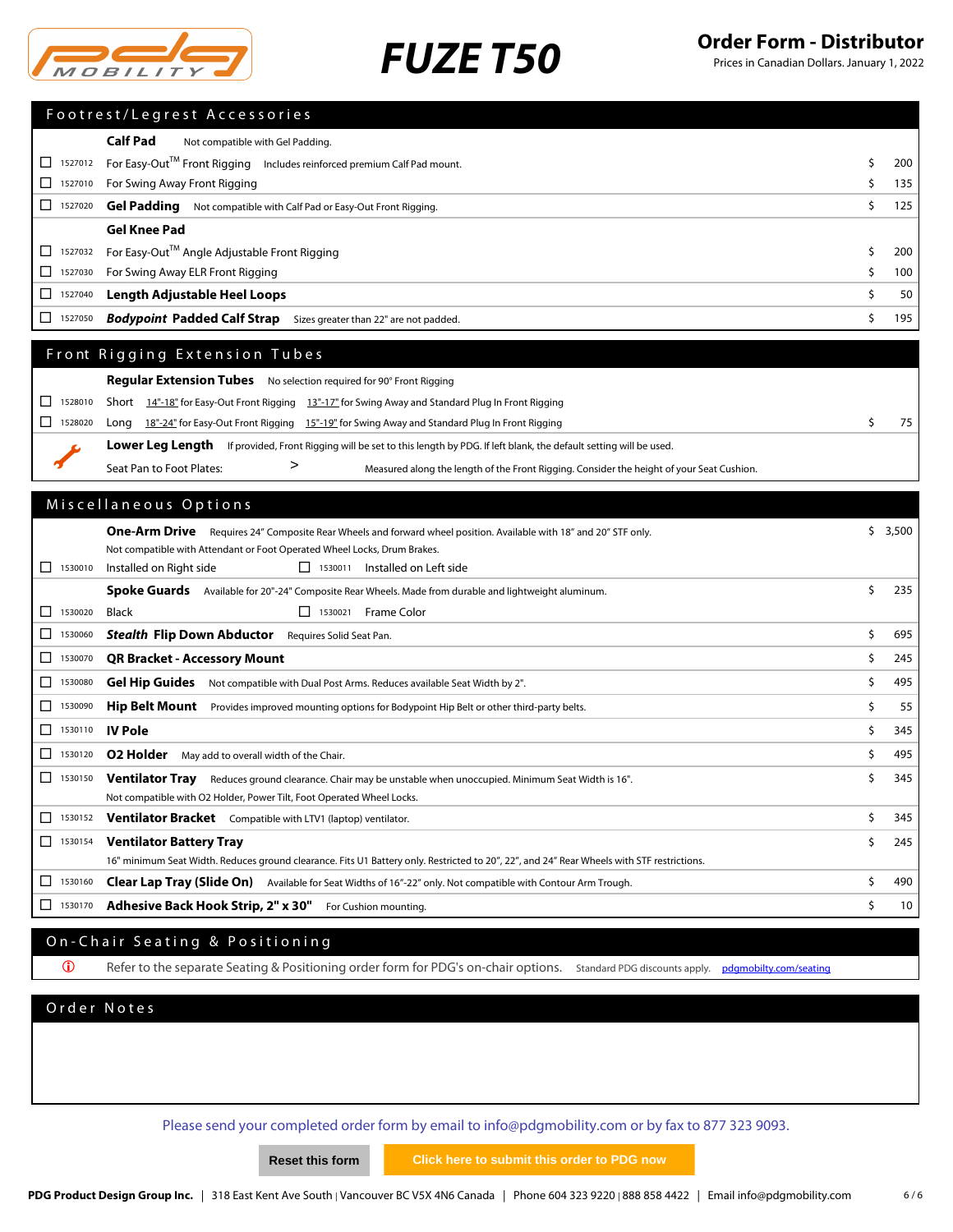# FUZE T50

**Order Form - Distributor**
Prices in Canadian Dollars. January 1, 2022

## Footrest/Legrest Accessories

| | | | |
|---|---|---|---|
| | | **Calf Pad** Not compatible with Gel Padding. | |
| ☐ | 1527012 | For Easy-Out™ Front Rigging Includes reinforced premium Calf Pad mount. | $ 200 |
| ☐ | 1527010 | For Swing Away Front Rigging | $ 135 |
| ☐ | 1527020 | **Gel Padding** Not compatible with Calf Pad or Easy-Out Front Rigging. | $ 125 |
| | | **Gel Knee Pad** | |
| ☐ | 1527032 | For Easy-Out™ Angle Adjustable Front Rigging | $ 200 |
| ☐ | 1527030 | For Swing Away ELR Front Rigging | $ 100 |
| ☐ | 1527040 | **Length Adjustable Heel Loops** | $ 50 |
| ☐ | 1527050 | ***Bodypoint* Padded Calf Strap** Sizes greater than 22" are not padded. | $ 195 |

## Front Rigging Extension Tubes

| | | | |
|---|---|---|---|
| | | **Regular Extension Tubes** No selection required for 90° Front Rigging | |
| ☐ | 1528010 | Short 14"-18" for Easy-Out Front Rigging 13"-17" for Swing Away and Standard Plug In Front Rigging | |
| ☐ | 1528020 | Long 18"-24" for Easy-Out Front Rigging 15"-19" for Swing Away and Standard Plug In Front Rigging | $ 75 |

**Lower Leg Length** If provided, Front Rigging will be set to this length by PDG. If left blank, the default setting will be used.

Seat Pan to Foot Plates: > Measured along the length of the Front Rigging. Consider the height of your Seat Cushion.

## Miscellaneous Options

| | | | |
|---|---|---|---|
| | | **One-Arm Drive** Requires 24" Composite Rear Wheels and forward wheel position. Available with 18" and 20" STF only. Not compatible with Attendant or Foot Operated Wheel Locks, Drum Brakes. | $ 3,500 |
| ☐ | 1530010 | Installed on Right side ☐ 1530011 Installed on Left side | |
| | | **Spoke Guards** Available for 20"-24" Composite Rear Wheels. Made from durable and lightweight aluminum. | $ 235 |
| ☐ | 1530020 | Black ☐ 1530021 Frame Color | |
| ☐ | 1530060 | ***Stealth* Flip Down Abductor** Requires Solid Seat Pan. | $ 695 |
| ☐ | 1530070 | **QR Bracket - Accessory Mount** | $ 245 |
| ☐ | 1530080 | **Gel Hip Guides** Not compatible with Dual Post Arms. Reduces available Seat Width by 2". | $ 495 |
| ☐ | 1530090 | **Hip Belt Mount** Provides improved mounting options for Bodypoint Hip Belt or other third-party belts. | $ 55 |
| ☐ | 1530110 | **IV Pole** | $ 345 |
| ☐ | 1530120 | **O2 Holder** May add to overall width of the Chair. | $ 495 |
| ☐ | 1530150 | **Ventilator Tray** Reduces ground clearance. Chair may be unstable when unoccupied. Minimum Seat Width is 16". Not compatible with O2 Holder, Power Tilt, Foot Operated Wheel Locks. | $ 345 |
| ☐ | 1530152 | **Ventilator Bracket** Compatible with LTV1 (laptop) ventilator. | $ 345 |
| ☐ | 1530154 | **Ventilator Battery Tray** 16" minimum Seat Width. Reduces ground clearance. Fits U1 Battery only. Restricted to 20", 22", and 24" Rear Wheels with STF restrictions. | $ 245 |
| ☐ | 1530160 | **Clear Lap Tray (Slide On)** Available for Seat Widths of 16"-22" only. Not compatible with Contour Arm Trough. | $ 490 |
| ☐ | 1530170 | **Adhesive Back Hook Strip, 2" x 30"** For Cushion mounting. | $ 10 |

## On-Chair Seating & Positioning

ⓘ Refer to the separate Seating & Positioning order form for PDG's on-chair options. Standard PDG discounts apply. pdgmobilty.com/seating

## Order Notes

Please send your completed order form by email to info@pdgmobility.com or by fax to 877 323 9093.

Reset this form | Click here to submit this order to PDG now

**PDG Product Design Group Inc.** | 318 East Kent Ave South | Vancouver BC V5X 4N6 Canada | Phone 604 323 9220 | 888 858 4422 | Email info@pdgmobility.com